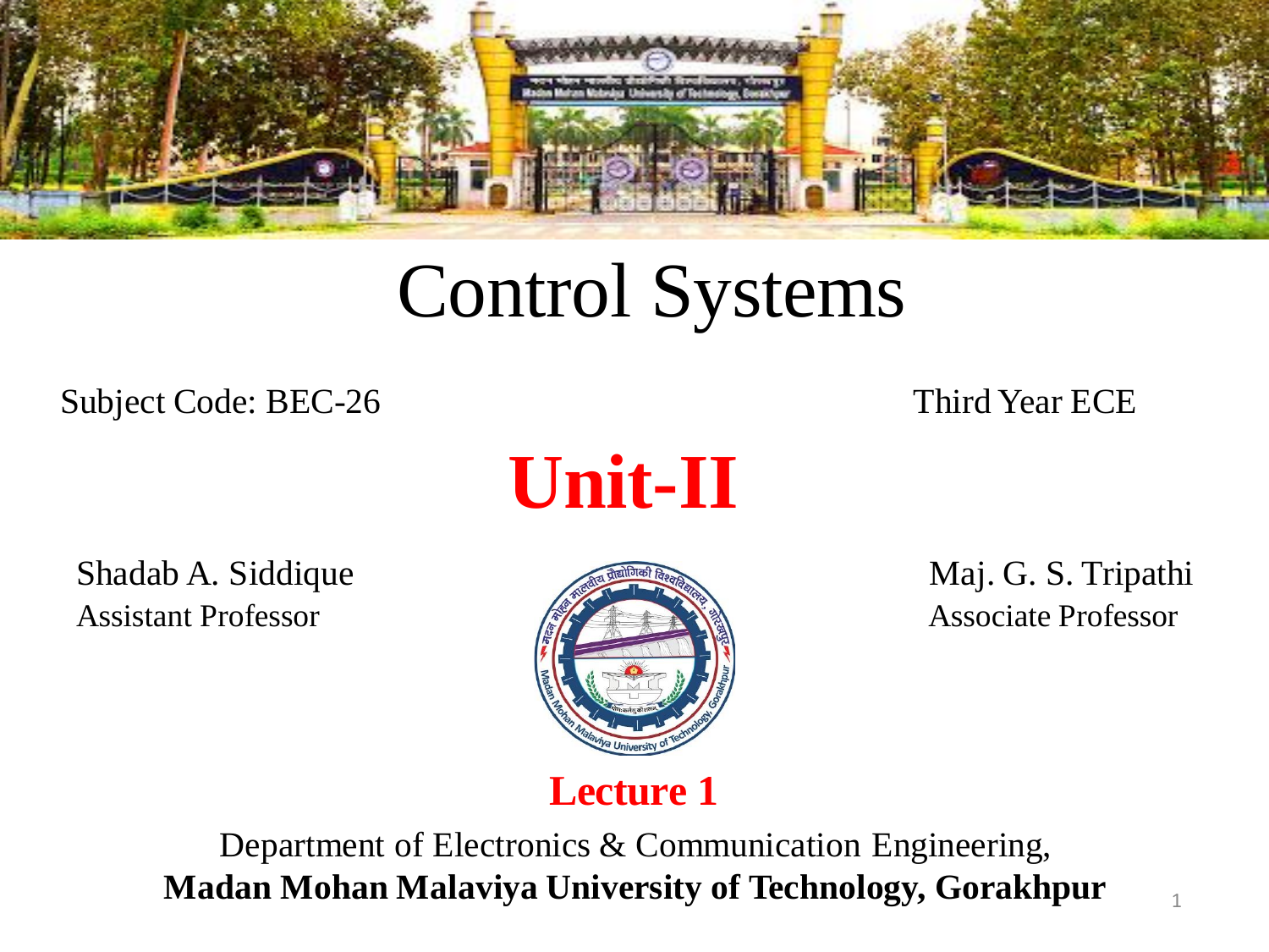# Control Systems

Subject Code: BEC-26

Third Year ECE

## Unit-II

Shadab A. Siddique
Assistant Professor

Maj. G. S. Tripathi
Associate Professor

**Lecture 1**

Department of Electronics & Communication Engineering,
**Madan Mohan Malaviya University of Technology, Gorakhpur**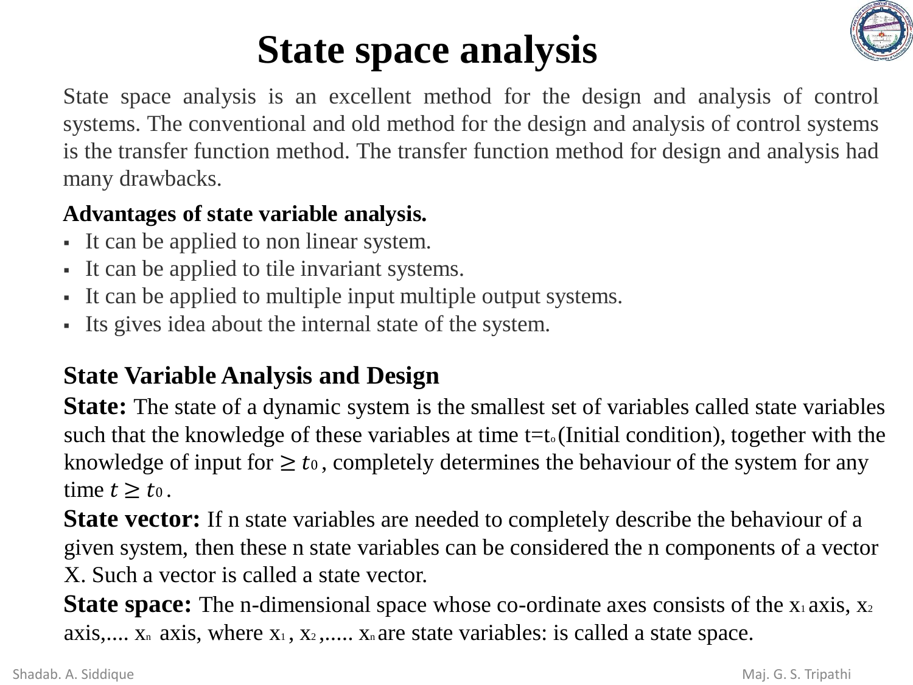# State space analysis

State space analysis is an excellent method for the design and analysis of control systems. The conventional and old method for the design and analysis of control systems is the transfer function method. The transfer function method for design and analysis had many drawbacks.

**Advantages of state variable analysis.**

- It can be applied to non linear system.
- It can be applied to tile invariant systems.
- It can be applied to multiple input multiple output systems.
- Its gives idea about the internal state of the system.

## State Variable Analysis and Design

**State:** The state of a dynamic system is the smallest set of variables called state variables such that the knowledge of these variables at time $t=t_o$ (Initial condition), together with the knowledge of input for $\geq t_0$, completely determines the behaviour of the system for any time $t \geq t_0$.

**State vector:** If n state variables are needed to completely describe the behaviour of a given system, then these n state variables can be considered the n components of a vector X. Such a vector is called a state vector.

**State space:** The n-dimensional space whose co-ordinate axes consists of the $x_1$ axis, $x_2$ axis,.... $x_n$ axis, where $x_1$, $x_2$,..... $x_n$ are state variables: is called a state space.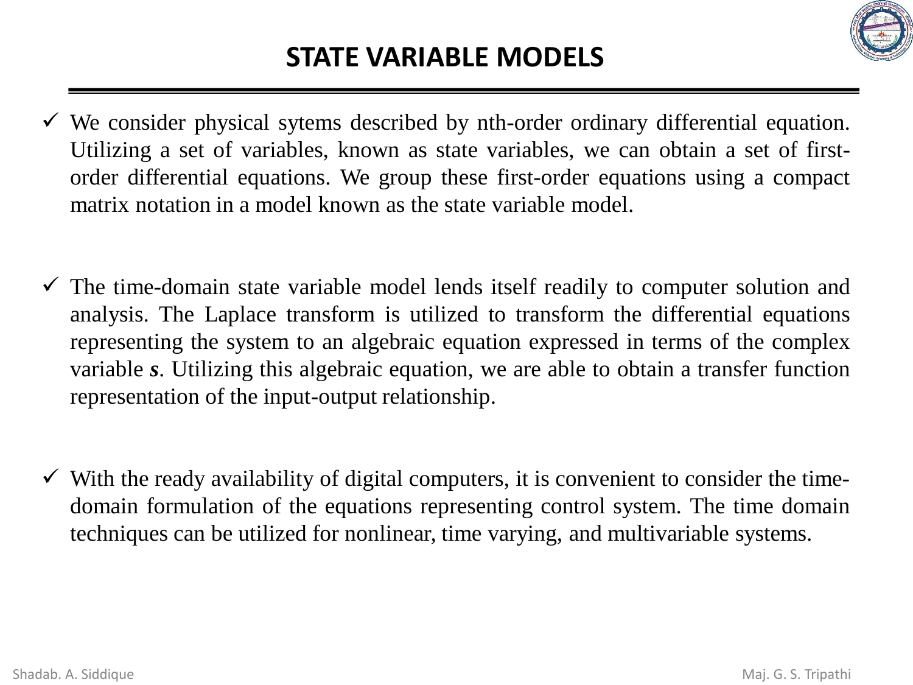# STATE VARIABLE MODELS

- ✓ We consider physical sytems described by nth-order ordinary differential equation. Utilizing a set of variables, known as state variables, we can obtain a set of first-order differential equations. We group these first-order equations using a compact matrix notation in a model known as the state variable model.

- ✓ The time-domain state variable model lends itself readily to computer solution and analysis. The Laplace transform is utilized to transform the differential equations representing the system to an algebraic equation expressed in terms of the complex variable ***s***. Utilizing this algebraic equation, we are able to obtain a transfer function representation of the input-output relationship.

- ✓ With the ready availability of digital computers, it is convenient to consider the time-domain formulation of the equations representing control system. The time domain techniques can be utilized for nonlinear, time varying, and multivariable systems.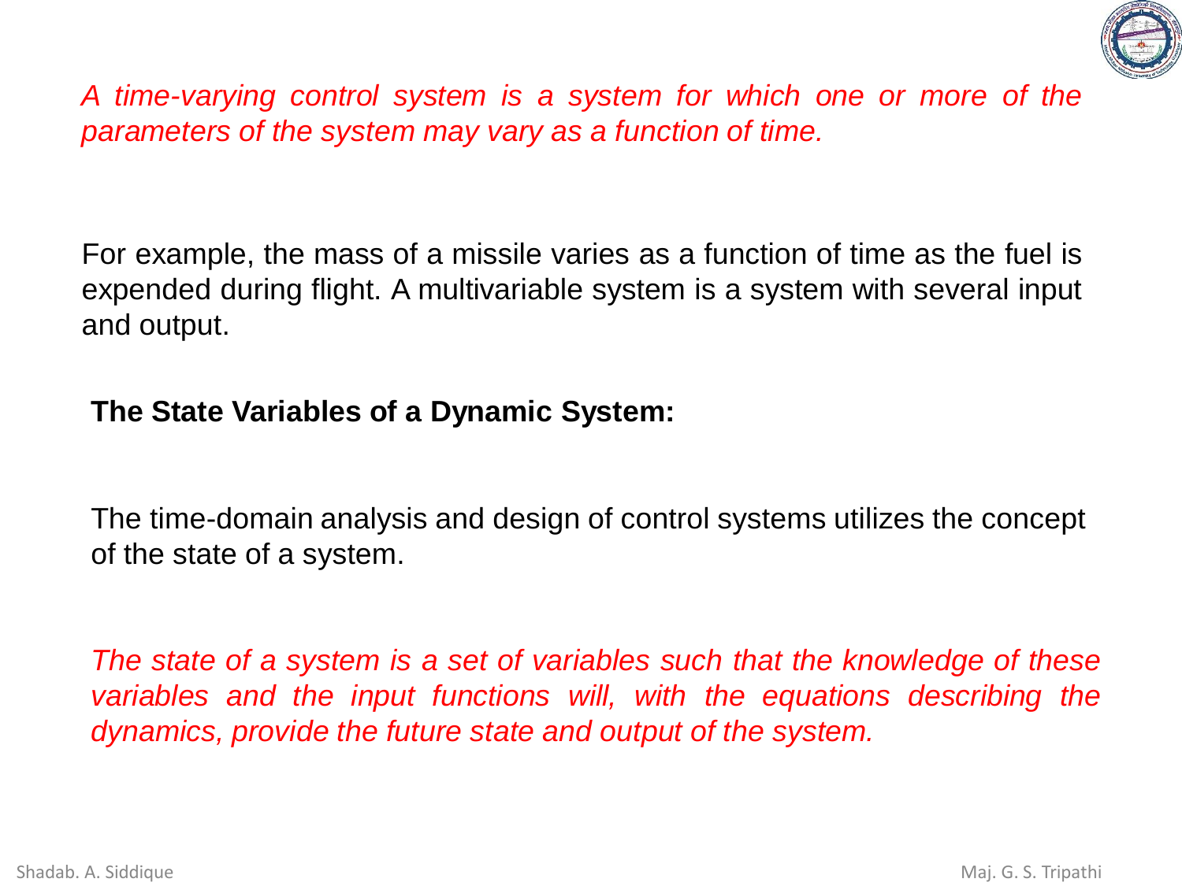*A time-varying control system is a system for which one or more of the parameters of the system may vary as a function of time.*

For example, the mass of a missile varies as a function of time as the fuel is expended during flight. A multivariable system is a system with several input and output.

**The State Variables of a Dynamic System:**

The time-domain analysis and design of control systems utilizes the concept of the state of a system.

*The state of a system is a set of variables such that the knowledge of these variables and the input functions will, with the equations describing the dynamics, provide the future state and output of the system.*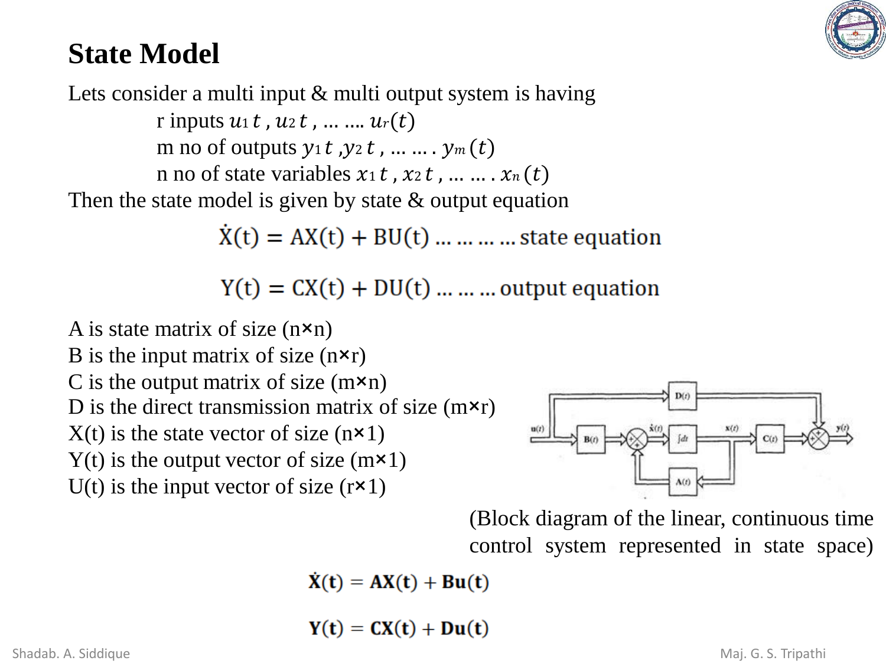# State Model

Lets consider a multi input & multi output system is having

- r inputs $u_1(t), u_2(t), \ldots \ldots u_r(t)$
- m no of outputs $y_1(t), y_2(t), \ldots \ldots y_m(t)$
- n no of state variables $x_1(t), x_2(t), \ldots \ldots x_n(t)$

Then the state model is given by state & output equation

$$\dot{X}(t) = AX(t) + BU(t) \ldots\ldots\ldots\ldots \text{state equation}$$

$$Y(t) = CX(t) + DU(t) \ldots\ldots\ldots \text{output equation}$$

A is state matrix of size (n×n)
B is the input matrix of size (n×r)
C is the output matrix of size (m×n)
D is the direct transmission matrix of size (m×r)
X(t) is the state vector of size (n×1)
Y(t) is the output vector of size (m×1)
U(t) is the input vector of size (r×1)

(Block diagram of the linear, continuous time control system represented in state space)

$$\dot{\mathbf{X}}(\mathbf{t}) = \mathbf{AX}(\mathbf{t}) + \mathbf{Bu}(\mathbf{t})$$

$$\mathbf{Y}(\mathbf{t}) = \mathbf{CX}(\mathbf{t}) + \mathbf{Du}(\mathbf{t})$$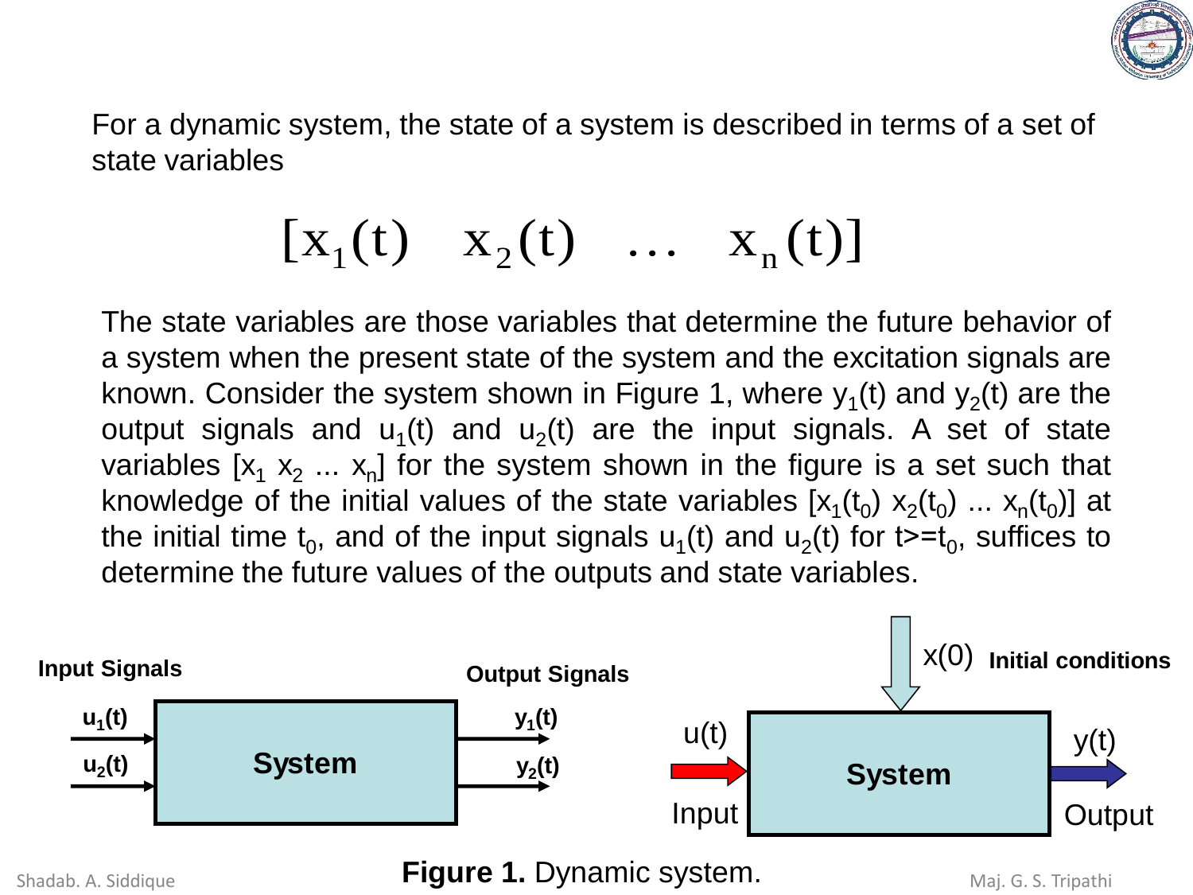For a dynamic system, the state of a system is described in terms of a set of state variables

$$[x_1(t) \quad x_2(t) \quad \ldots \quad x_n(t)]$$

The state variables are those variables that determine the future behavior of a system when the present state of the system and the excitation signals are known. Consider the system shown in Figure 1, where $y_1(t)$ and $y_2(t)$ are the output signals and $u_1(t)$ and $u_2(t)$ are the input signals. A set of state variables $[x_1 \ x_2 \ \ldots \ x_n]$ for the system shown in the figure is a set such that knowledge of the initial values of the state variables $[x_1(t_0) \ x_2(t_0) \ \ldots \ x_n(t_0)]$ at the initial time $t_0$, and of the input signals $u_1(t)$ and $u_2(t)$ for $t \geq t_0$, suffices to determine the future values of the outputs and state variables.

**Input Signals**

$u_1(t)$, $u_2(t)$ → **System** → $y_1(t)$, $y_2(t)$

**Output Signals**

$x(0)$ **Initial conditions**

$u(t)$ Input → **System** → $y(t)$ Output

**Figure 1.** Dynamic system.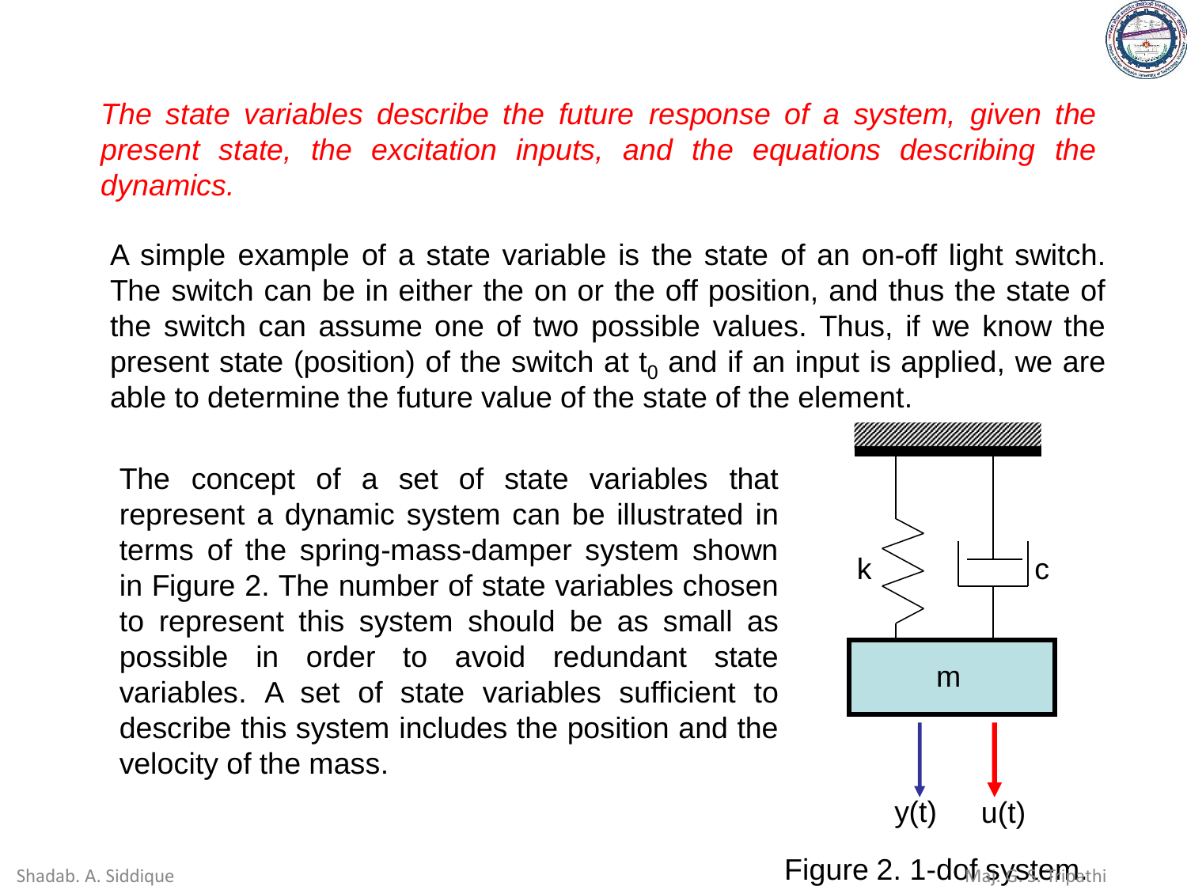*The state variables describe the future response of a system, given the present state, the excitation inputs, and the equations describing the dynamics.*

A simple example of a state variable is the state of an on-off light switch. The switch can be in either the on or the off position, and thus the state of the switch can assume one of two possible values. Thus, if we know the present state (position) of the switch at $t_0$ and if an input is applied, we are able to determine the future value of the state of the element.

The concept of a set of state variables that represent a dynamic system can be illustrated in terms of the spring-mass-damper system shown in Figure 2. The number of state variables chosen to represent this system should be as small as possible in order to avoid redundant state variables. A set of state variables sufficient to describe this system includes the position and the velocity of the mass.

k

c

m

y(t)

u(t)

Figure 2. 1-dof system